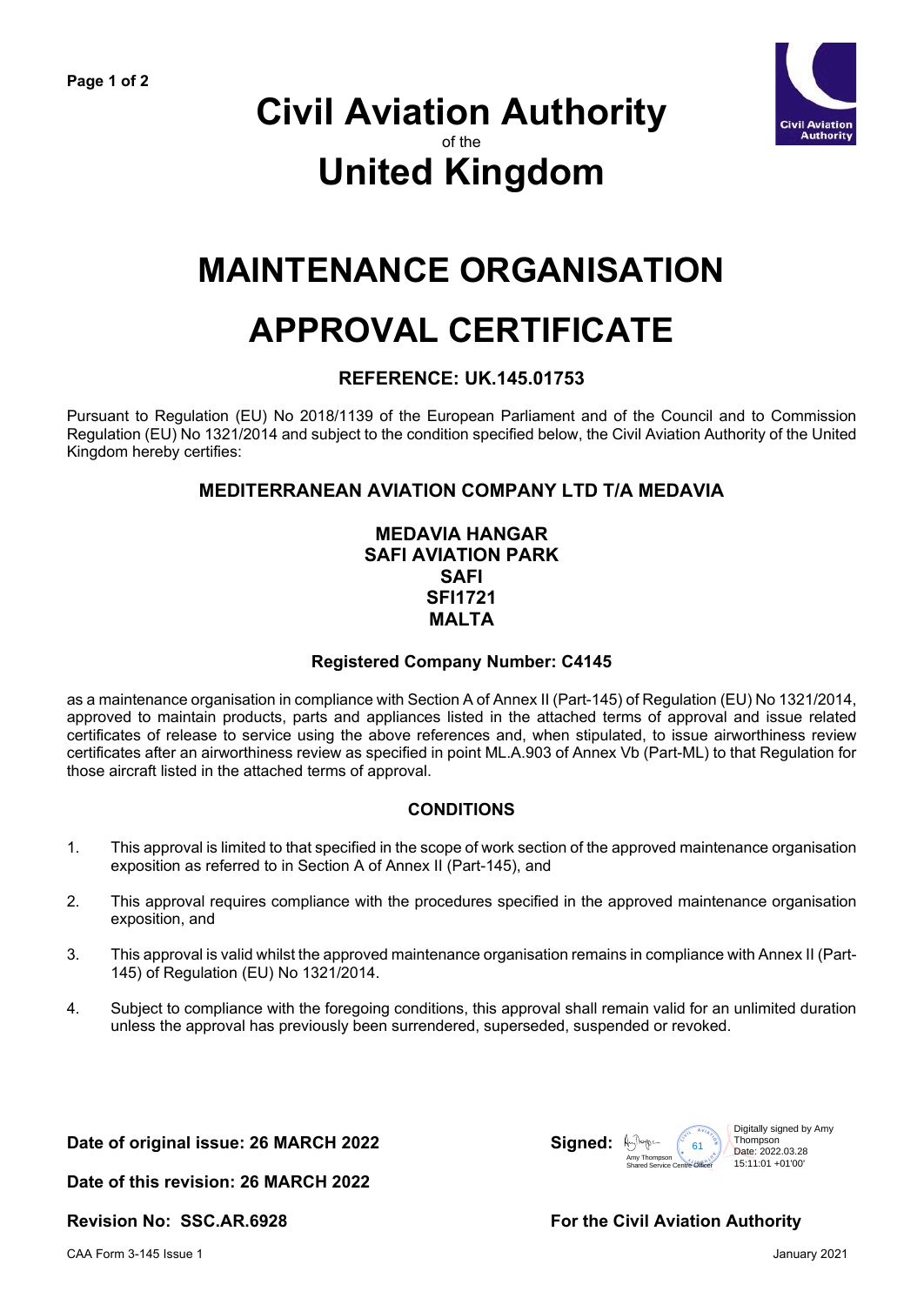# Civil Aviation Authority

of the

# United Kingdom

# MAINTENANCE ORGANISATION APPROVAL CERTIFICATE

### REFERENCE: UK.145.01753

Pursuant to Regulation (EU) No 2018/1139 of the European Parliament and of the Council and to Commission Regulation (EU) No 1321/2014 and subject to the condition specified below, the Civil Aviation Authority of the United Kingdom hereby certifies:

### MEDITERRANEAN AVIATION COMPANY LTD T/A MEDAVIA

**MEDAVIA HANGAR**
**SAFI AVIATION PARK**
**SAFI**
**SFI1721**
**MALTA**

**Registered Company Number: C4145**

as a maintenance organisation in compliance with Section A of Annex II (Part-145) of Regulation (EU) No 1321/2014, approved to maintain products, parts and appliances listed in the attached terms of approval and issue related certificates of release to service using the above references and, when stipulated, to issue airworthiness review certificates after an airworthiness review as specified in point ML.A.903 of Annex Vb (Part-ML) to that Regulation for those aircraft listed in the attached terms of approval.

### CONDITIONS

1. This approval is limited to that specified in the scope of work section of the approved maintenance organisation exposition as referred to in Section A of Annex II (Part-145), and

2. This approval requires compliance with the procedures specified in the approved maintenance organisation exposition, and

3. This approval is valid whilst the approved maintenance organisation remains in compliance with Annex II (Part-145) of Regulation (EU) No 1321/2014.

4. Subject to compliance with the foregoing conditions, this approval shall remain valid for an unlimited duration unless the approval has previously been surrendered, superseded, suspended or revoked.

**Date of original issue: 26 MARCH 2022**

**Date of this revision: 26 MARCH 2022**

**Revision No: SSC.AR.6928**

**Signed:** Amy Thompson, Shared Service Centre Officer

Digitally signed by Amy Thompson
Date: 2022.03.28 15:11:01 +01'00'

**For the Civil Aviation Authority**

CAA Form 3-145 Issue 1 — January 2021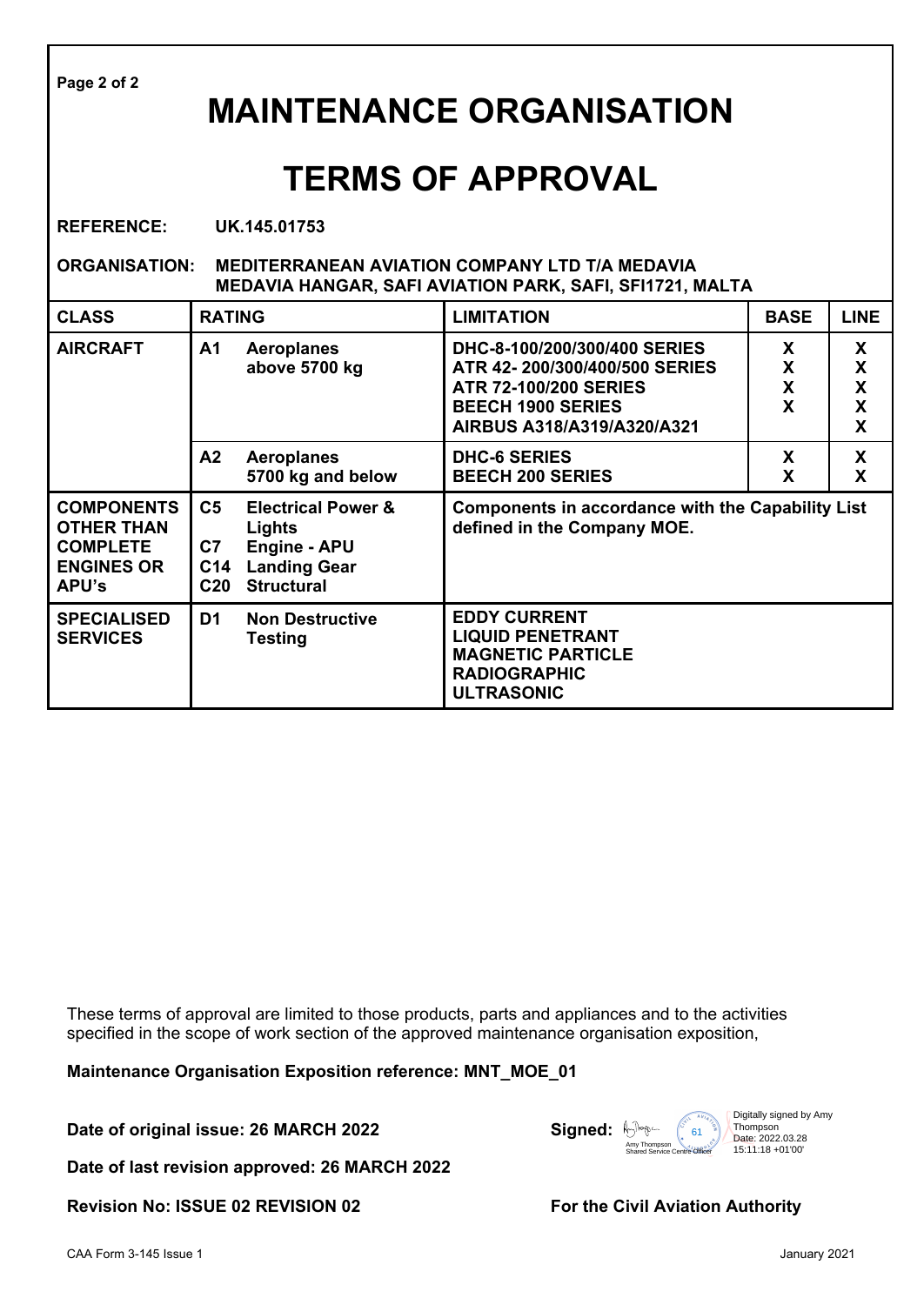# MAINTENANCE ORGANISATION

# TERMS OF APPROVAL

**REFERENCE:** **UK.145.01753**

**ORGANISATION:** **MEDITERRANEAN AVIATION COMPANY LTD T/A MEDAVIA MEDAVIA HANGAR, SAFI AVIATION PARK, SAFI, SFI1721, MALTA**

| CLASS | RATING | LIMITATION | BASE | LINE |
|---|---|---|---|---|
| **AIRCRAFT** | **A1** Aeroplanes above 5700 kg | DHC-8-100/200/300/400 SERIES | X | X |
| | | ATR 42- 200/300/400/500 SERIES | X | X |
| | | ATR 72-100/200 SERIES | X | X |
| | | BEECH 1900 SERIES | X | X |
| | | AIRBUS A318/A319/A320/A321 | | X |
| | **A2** Aeroplanes 5700 kg and below | DHC-6 SERIES | X | X |
| | | BEECH 200 SERIES | X | X |
| **COMPONENTS OTHER THAN COMPLETE ENGINES OR APU's** | **C5** Electrical Power & Lights<br>**C7** Engine - APU<br>**C14** Landing Gear<br>**C20** Structural | Components in accordance with the Capability List defined in the Company MOE. | | |
| **SPECIALISED SERVICES** | **D1** Non Destructive Testing | EDDY CURRENT<br>LIQUID PENETRANT<br>MAGNETIC PARTICLE<br>RADIOGRAPHIC<br>ULTRASONIC | | |

These terms of approval are limited to those products, parts and appliances and to the activities specified in the scope of work section of the approved maintenance organisation exposition,

**Maintenance Organisation Exposition reference: MNT_MOE_01**

**Date of original issue: 26 MARCH 2022**

**Date of last revision approved: 26 MARCH 2022**

**Revision No: ISSUE 02 REVISION 02**

**Signed:** Amy Thompson, Shared Service Centre Officer

Digitally signed by Amy Thompson
Date: 2022.03.28 15:11:18 +01'00'

**For the Civil Aviation Authority**

CAA Form 3-145 Issue 1 January 2021